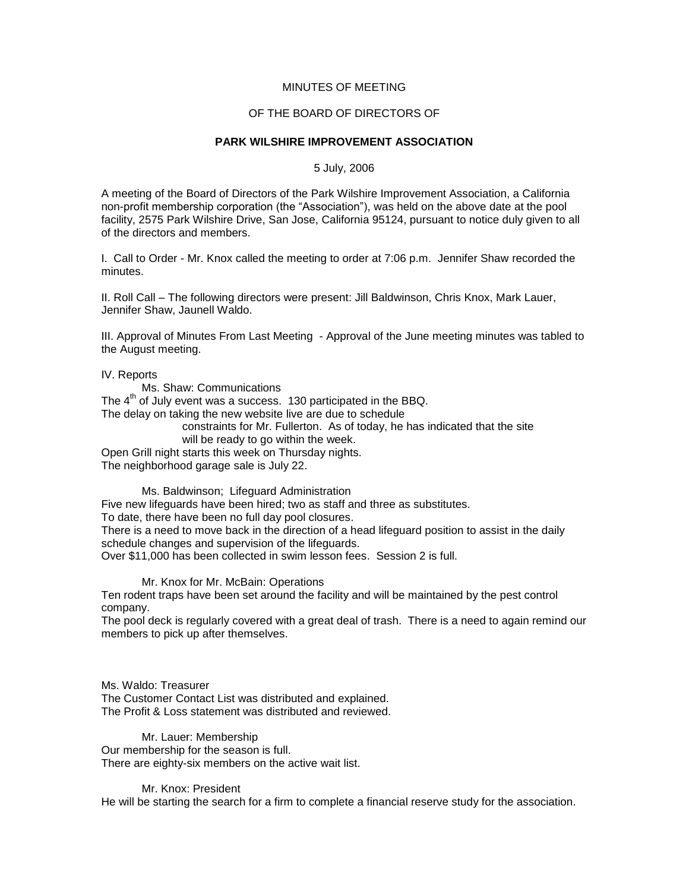MINUTES OF MEETING

OF THE BOARD OF DIRECTORS OF

**PARK WILSHIRE IMPROVEMENT ASSOCIATION**

5 July, 2006

A meeting of the Board of Directors of the Park Wilshire Improvement Association, a California non-profit membership corporation (the "Association"), was held on the above date at the pool facility, 2575 Park Wilshire Drive, San Jose, California 95124, pursuant to notice duly given to all of the directors and members.

I. Call to Order - Mr. Knox called the meeting to order at 7:06 p.m. Jennifer Shaw recorded the minutes.

II. Roll Call – The following directors were present: Jill Baldwinson, Chris Knox, Mark Lauer, Jennifer Shaw, Jaunell Waldo.

III. Approval of Minutes From Last Meeting - Approval of the June meeting minutes was tabled to the August meeting.

IV. Reports

Ms. Shaw: Communications

The 4th of July event was a success. 130 participated in the BBQ.

The delay on taking the new website live are due to schedule constraints for Mr. Fullerton. As of today, he has indicated that the site will be ready to go within the week.

Open Grill night starts this week on Thursday nights.

The neighborhood garage sale is July 22.

Ms. Baldwinson; Lifeguard Administration

Five new lifeguards have been hired; two as staff and three as substitutes.

To date, there have been no full day pool closures.

There is a need to move back in the direction of a head lifeguard position to assist in the daily schedule changes and supervision of the lifeguards.

Over $11,000 has been collected in swim lesson fees. Session 2 is full.

Mr. Knox for Mr. McBain: Operations

Ten rodent traps have been set around the facility and will be maintained by the pest control company.

The pool deck is regularly covered with a great deal of trash. There is a need to again remind our members to pick up after themselves.

Ms. Waldo: Treasurer

The Customer Contact List was distributed and explained.

The Profit & Loss statement was distributed and reviewed.

Mr. Lauer: Membership

Our membership for the season is full.

There are eighty-six members on the active wait list.

Mr. Knox: President

He will be starting the search for a firm to complete a financial reserve study for the association.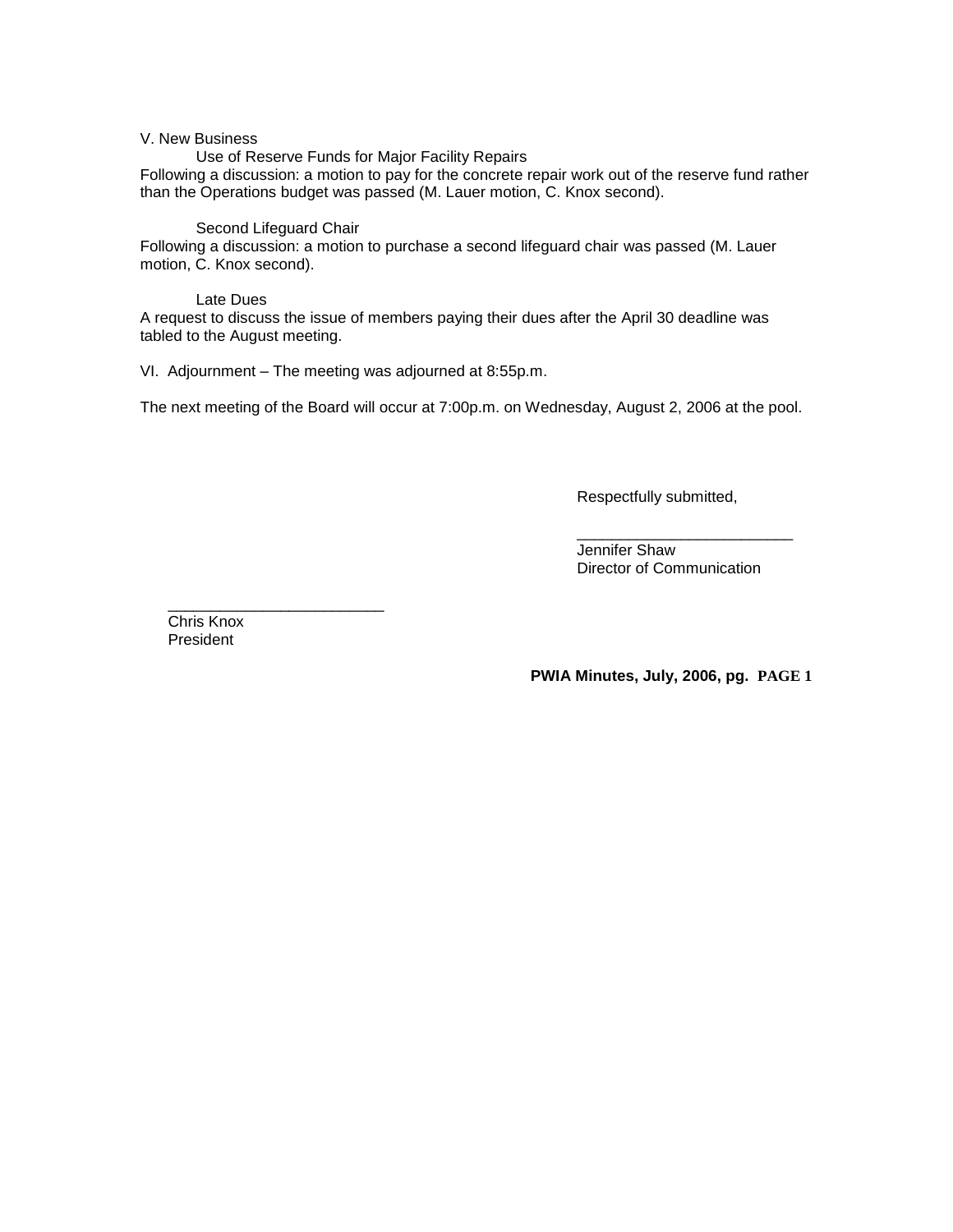V. New Business

Use of Reserve Funds for Major Facility Repairs

Following a discussion: a motion to pay for the concrete repair work out of the reserve fund rather than the Operations budget was passed (M. Lauer motion, C. Knox second).

Second Lifeguard Chair

Following a discussion: a motion to purchase a second lifeguard chair was passed (M. Lauer motion, C. Knox second).

Late Dues

A request to discuss the issue of members paying their dues after the April 30 deadline was tabled to the August meeting.

VI. Adjournment – The meeting was adjourned at 8:55p.m.

The next meeting of the Board will occur at 7:00p.m. on Wednesday, August 2, 2006 at the pool.

Respectfully submitted,

_________________________
Jennifer Shaw
Director of Communication

_________________________
Chris Knox
President